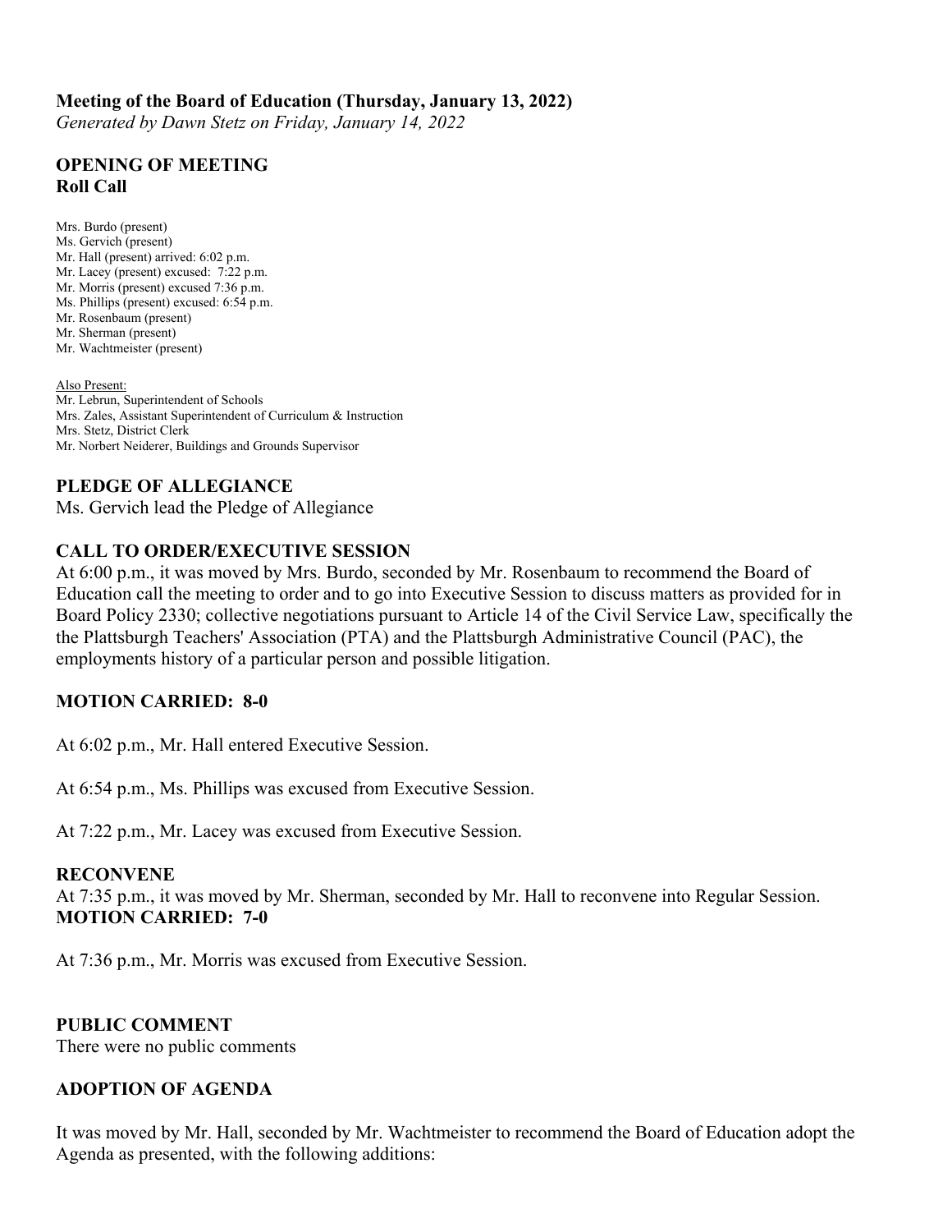**Meeting of the Board of Education (Thursday, January 13, 2022)**

*Generated by Dawn Stetz on Friday, January 14, 2022*

## OPENING OF MEETING

### Roll Call

Mrs. Burdo (present)
Ms. Gervich (present)
Mr. Hall (present) arrived: 6:02 p.m.
Mr. Lacey (present) excused: 7:22 p.m.
Mr. Morris (present) excused 7:36 p.m.
Ms. Phillips (present) excused: 6:54 p.m.
Mr. Rosenbaum (present)
Mr. Sherman (present)
Mr. Wachtmeister (present)

Also Present:
Mr. Lebrun, Superintendent of Schools
Mrs. Zales, Assistant Superintendent of Curriculum & Instruction
Mrs. Stetz, District Clerk
Mr. Norbert Neiderer, Buildings and Grounds Supervisor

## PLEDGE OF ALLEGIANCE

Ms. Gervich lead the Pledge of Allegiance

## CALL TO ORDER/EXECUTIVE SESSION

At 6:00 p.m., it was moved by Mrs. Burdo, seconded by Mr. Rosenbaum to recommend the Board of Education call the meeting to order and to go into Executive Session to discuss matters as provided for in Board Policy 2330; collective negotiations pursuant to Article 14 of the Civil Service Law, specifically the the Plattsburgh Teachers' Association (PTA) and the Plattsburgh Administrative Council (PAC), the employments history of a particular person and possible litigation.

**MOTION CARRIED: 8-0**

At 6:02 p.m., Mr. Hall entered Executive Session.

At 6:54 p.m., Ms. Phillips was excused from Executive Session.

At 7:22 p.m., Mr. Lacey was excused from Executive Session.

## RECONVENE

At 7:35 p.m., it was moved by Mr. Sherman, seconded by Mr. Hall to reconvene into Regular Session.

**MOTION CARRIED: 7-0**

At 7:36 p.m., Mr. Morris was excused from Executive Session.

## PUBLIC COMMENT

There were no public comments

## ADOPTION OF AGENDA

It was moved by Mr. Hall, seconded by Mr. Wachtmeister to recommend the Board of Education adopt the Agenda as presented, with the following additions: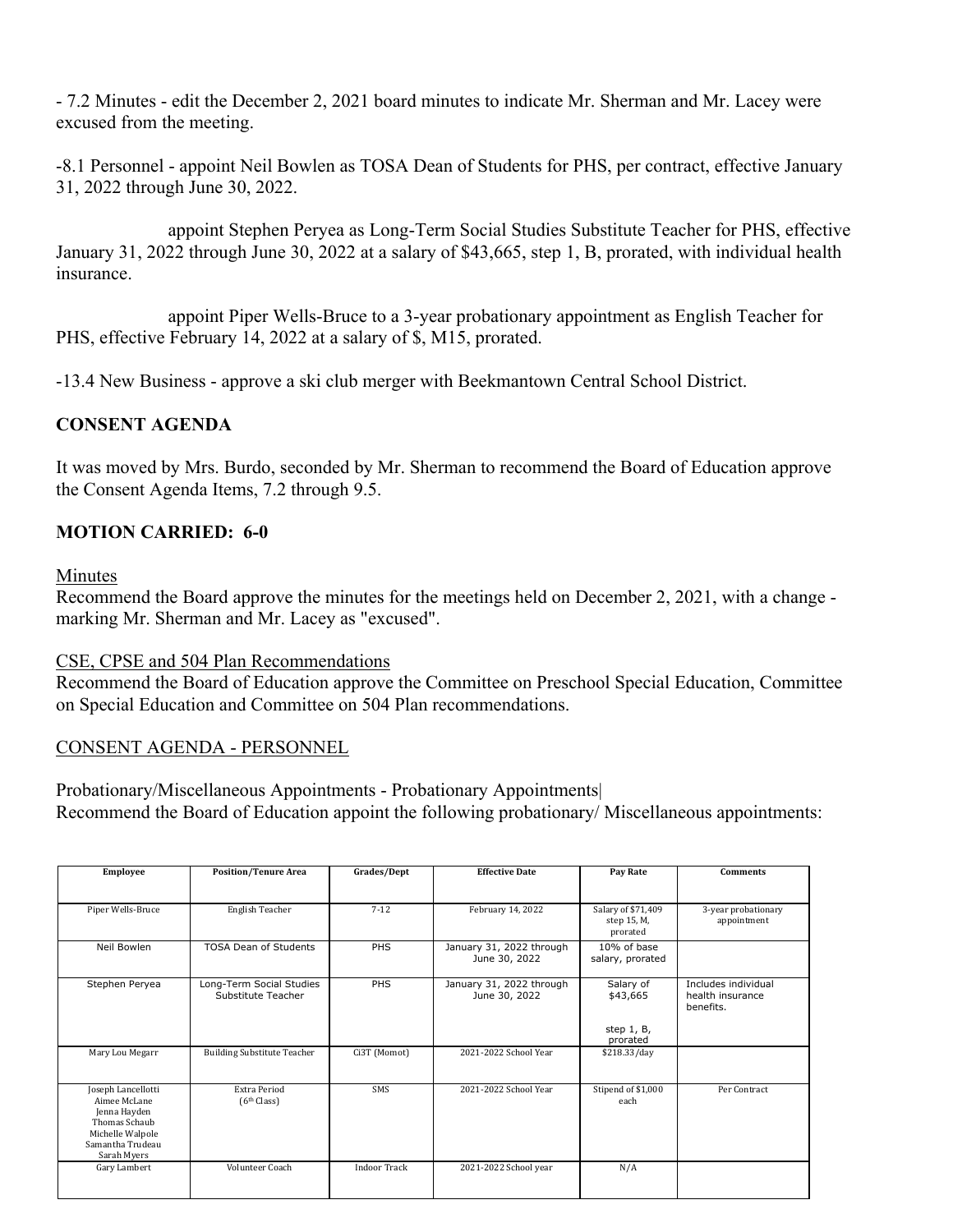- 7.2 Minutes - edit the December 2, 2021 board minutes to indicate Mr. Sherman and Mr. Lacey were excused from the meeting.

-8.1 Personnel - appoint Neil Bowlen as TOSA Dean of Students for PHS, per contract, effective January 31, 2022 through June 30, 2022.

appoint Stephen Peryea as Long-Term Social Studies Substitute Teacher for PHS, effective January 31, 2022 through June 30, 2022 at a salary of $43,665, step 1, B, prorated, with individual health insurance.

appoint Piper Wells-Bruce to a 3-year probationary appointment as English Teacher for PHS, effective February 14, 2022 at a salary of $, M15, prorated.

-13.4 New Business - approve a ski club merger with Beekmantown Central School District.

## CONSENT AGENDA

It was moved by Mrs. Burdo, seconded by Mr. Sherman to recommend the Board of Education approve the Consent Agenda Items, 7.2 through 9.5.

**MOTION CARRIED: 6-0**

Minutes

Recommend the Board approve the minutes for the meetings held on December 2, 2021, with a change - marking Mr. Sherman and Mr. Lacey as "excused".

CSE, CPSE and 504 Plan Recommendations

Recommend the Board of Education approve the Committee on Preschool Special Education, Committee on Special Education and Committee on 504 Plan recommendations.

CONSENT AGENDA - PERSONNEL

Probationary/Miscellaneous Appointments - Probationary Appointments|
Recommend the Board of Education appoint the following probationary/ Miscellaneous appointments:

| Employee | Position/Tenure Area | Grades/Dept | Effective Date | Pay Rate | Comments |
|---|---|---|---|---|---|
| Piper Wells-Bruce | English Teacher | 7-12 | February 14, 2022 | Salary of $71,409 step 15, M, prorated | 3-year probationary appointment |
| Neil Bowlen | TOSA Dean of Students | PHS | January 31, 2022 through June 30, 2022 | 10% of base salary, prorated | |
| Stephen Peryea | Long-Term Social Studies Substitute Teacher | PHS | January 31, 2022 through June 30, 2022 | Salary of $43,665<br><br>step 1, B, prorated | Includes individual health insurance benefits. |
| Mary Lou Megarr | Building Substitute Teacher | Ci3T (Momot) | 2021-2022 School Year | $218.33/day | |
| Joseph Lancellotti<br>Aimee McLane<br>Jenna Hayden<br>Thomas Schaub<br>Michelle Walpole<br>Samantha Trudeau<br>Sarah Myers | Extra Period (6th Class) | SMS | 2021-2022 School Year | Stipend of $1,000 each | Per Contract |
| Gary Lambert | Volunteer Coach | Indoor Track | 2021-2022 School year | N/A | |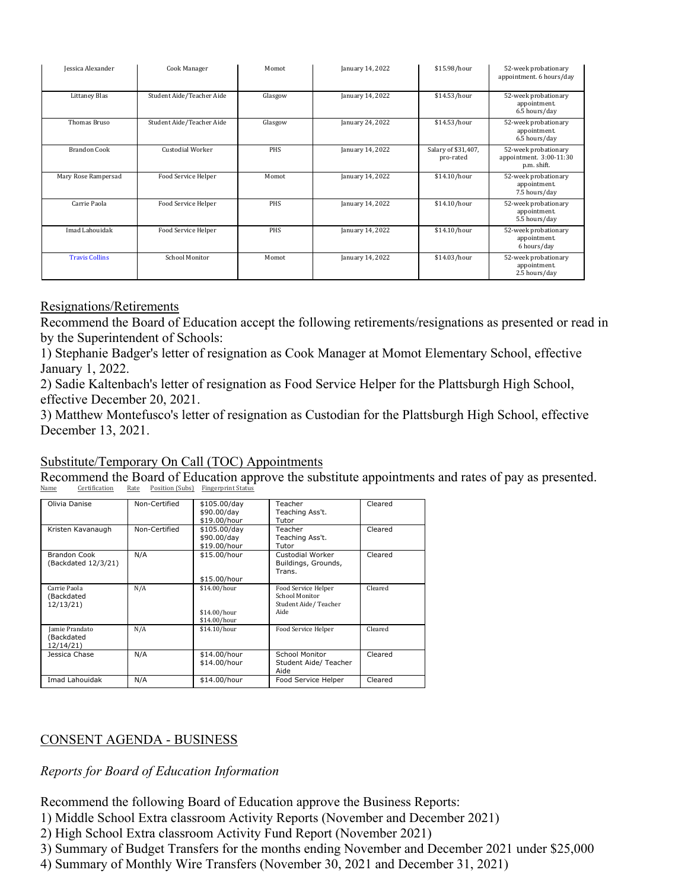| Jessica Alexander | Cook Manager | Momot | January 14, 2022 | \$15.98/hour | 52-week probationary appointment. 6 hours/day |
|---|---|---|---|---|---|
| Littaney Blas | Student Aide/Teacher Aide | Glasgow | January 14, 2022 | \$14.53/hour | 52-week probationary appointment. 6.5 hours/day |
| Thomas Bruso | Student Aide/Teacher Aide | Glasgow | January 24, 2022 | \$14.53/hour | 52-week probationary appointment. 6.5 hours/day |
| Brandon Cook | Custodial Worker | PHS | January 14, 2022 | Salary of \$31,407, pro-rated | 52-week probationary appointment. 3:00-11:30 p.m. shift. |
| Mary Rose Rampersad | Food Service Helper | Momot | January 14, 2022 | \$14.10/hour | 52-week probationary appointment. 7.5 hours/day |
| Carrie Paola | Food Service Helper | PHS | January 14, 2022 | \$14.10/hour | 52-week probationary appointment. 5.5 hours/day |
| Imad Lahouidak | Food Service Helper | PHS | January 14, 2022 | \$14.10/hour | 52-week probationary appointment. 6 hours/day |
| Travis Collins | School Monitor | Momot | January 14, 2022 | \$14.03/hour | 52-week probationary appointment. 2.5 hours/day |

## Resignations/Retirements

Recommend the Board of Education accept the following retirements/resignations as presented or read in by the Superintendent of Schools:

1) Stephanie Badger's letter of resignation as Cook Manager at Momot Elementary School, effective January 1, 2022.

2) Sadie Kaltenbach's letter of resignation as Food Service Helper for the Plattsburgh High School, effective December 20, 2021.

3) Matthew Montefusco's letter of resignation as Custodian for the Plattsburgh High School, effective December 13, 2021.

## Substitute/Temporary On Call (TOC) Appointments

Recommend the Board of Education approve the substitute appointments and rates of pay as presented.

| Name | Certification | Rate | Position (Subs) | Fingerprint Status |
|---|---|---|---|---|
| Olivia Danise | Non-Certified | \$105.00/day<br>\$90.00/day<br>\$19.00/hour | Teacher<br>Teaching Ass't.<br>Tutor | Cleared |
| Kristen Kavanaugh | Non-Certified | \$105.00/day<br>\$90.00/day<br>\$19.00/hour | Teacher<br>Teaching Ass't.<br>Tutor | Cleared |
| Brandon Cook (Backdated 12/3/21) | N/A | \$15.00/hour<br>\$15.00/hour | Custodial Worker<br>Buildings, Grounds, Trans. | Cleared |
| Carrie Paola (Backdated 12/13/21) | N/A | \$14.00/hour<br>\$14.00/hour<br>\$14.00/hour | Food Service Helper<br>School Monitor<br>Student Aide/ Teacher Aide | Cleared |
| Jamie Prandato (Backdated 12/14/21) | N/A | \$14.10/hour | Food Service Helper | Cleared |
| Jessica Chase | N/A | \$14.00/hour<br>\$14.00/hour | School Monitor<br>Student Aide/ Teacher Aide | Cleared |
| Imad Lahouidak | N/A | \$14.00/hour | Food Service Helper | Cleared |

## CONSENT AGENDA - BUSINESS

*Reports for Board of Education Information*

Recommend the following Board of Education approve the Business Reports:

1) Middle School Extra classroom Activity Reports (November and December 2021)

2) High School Extra classroom Activity Fund Report (November 2021)

3) Summary of Budget Transfers for the months ending November and December 2021 under \$25,000

4) Summary of Monthly Wire Transfers (November 30, 2021 and December 31, 2021)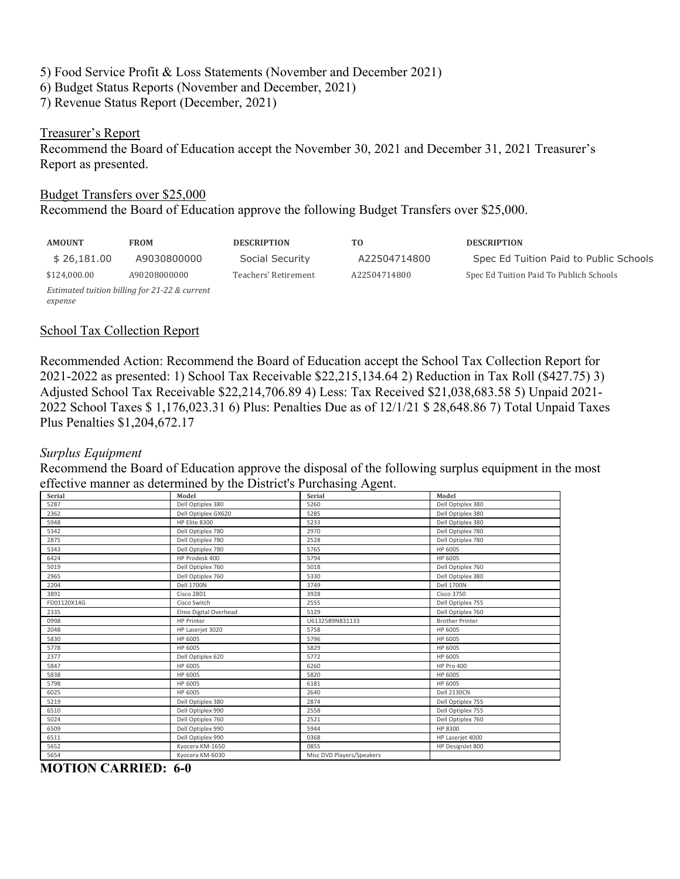5) Food Service Profit & Loss Statements (November and December 2021)
6) Budget Status Reports (November and December, 2021)
7) Revenue Status Report (December, 2021)

Treasurer's Report

Recommend the Board of Education accept the November 30, 2021 and December 31, 2021 Treasurer's Report as presented.

Budget Transfers over $25,000

Recommend the Board of Education approve the following Budget Transfers over $25,000.

| AMOUNT | FROM | DESCRIPTION | TO | DESCRIPTION |
|---|---|---|---|---|
| $ 26,181.00 | A9030800000 | Social Security | A22504714800 | Spec Ed Tuition Paid to Public Schools |
| $124,000.00 | A90208000000 | Teachers' Retirement | A22504714800 | Spec Ed Tuition Paid To Publich Schools |

*Estimated tuition billing for 21-22 & current expense*

School Tax Collection Report

Recommended Action: Recommend the Board of Education accept the School Tax Collection Report for 2021-2022 as presented: 1) School Tax Receivable $22,215,134.64 2) Reduction in Tax Roll ($427.75) 3) Adjusted School Tax Receivable $22,214,706.89 4) Less: Tax Received $21,038,683.58 5) Unpaid 2021-2022 School Taxes $ 1,176,023.31 6) Plus: Penalties Due as of 12/1/21 $ 28,648.86 7) Total Unpaid Taxes Plus Penalties $1,204,672.17

*Surplus Equipment*

Recommend the Board of Education approve the disposal of the following surplus equipment in the most effective manner as determined by the District's Purchasing Agent.

| Serial | Model | Serial | Model |
|---|---|---|---|
| 5287 | Dell Optiplex 380 | 5260 | Dell Optiplex 380 |
| 2362 | Dell Optiplex GX620 | 5285 | Dell Optiplex 380 |
| 5948 | HP Elite 8300 | 5233 | Dell Optiplex 380 |
| 5342 | Dell Optiplex 780 | 2970 | Dell Optiplex 780 |
| 2875 | Dell Optiplex 780 | 2528 | Dell Optiplex 780 |
| 5343 | Dell Optiplex 780 | 5765 | HP 6005 |
| 6424 | HP Prodesk 400 | 5794 | HP 6005 |
| 5019 | Dell Optiplex 760 | 5018 | Dell Optiplex 760 |
| 2965 | Dell Optiplex 760 | 5330 | Dell Optiplex 380 |
| 2204 | Dell 1700N | 3749 | Dell 1700N |
| 3891 | Cisco 2801 | 3928 | Cisco 3750 |
| FD01120X14G | Cisco Switch | 2555 | Dell Optiplex 755 |
| 2335 | Elmo Digital Overhead | 5129 | Dell Optiplex 760 |
| 0998 | HP Printer | U61325B9N831133 | Brother Printer |
| 2048 | HP Laserjet 3020 | 5758 | HP 6005 |
| 5830 | HP 6005 | 5796 | HP 6005 |
| 5778 | HP 6005 | 5829 | HP 6005 |
| 2377 | Dell Optiplex 620 | 5772 | HP 6005 |
| 5847 | HP 6005 | 6260 | HP Pro 400 |
| 5838 | HP 6005 | 5820 | HP 6005 |
| 5798 | HP 6005 | 6181 | HP 6005 |
| 6025 | HP 6005 | 2640 | Dell 2130CN |
| 5219 | Dell Optiplex 380 | 2874 | Dell Optiplex 755 |
| 6510 | Dell Optiplex 990 | 2558 | Dell Optiplex 755 |
| 5024 | Dell Optiplex 760 | 2521 | Dell Optiplex 760 |
| 6509 | Dell Optiplex 990 | 5944 | HP 8300 |
| 6511 | Dell Optiplex 990 | 0368 | HP Laserjet 4000 |
| 5652 | Kyocera KM-1650 | 0855 | HP DesignJet 800 |
| 5654 | Kyocera KM-6030 | Misc DVD Players/Speakers | |

**MOTION CARRIED: 6-0**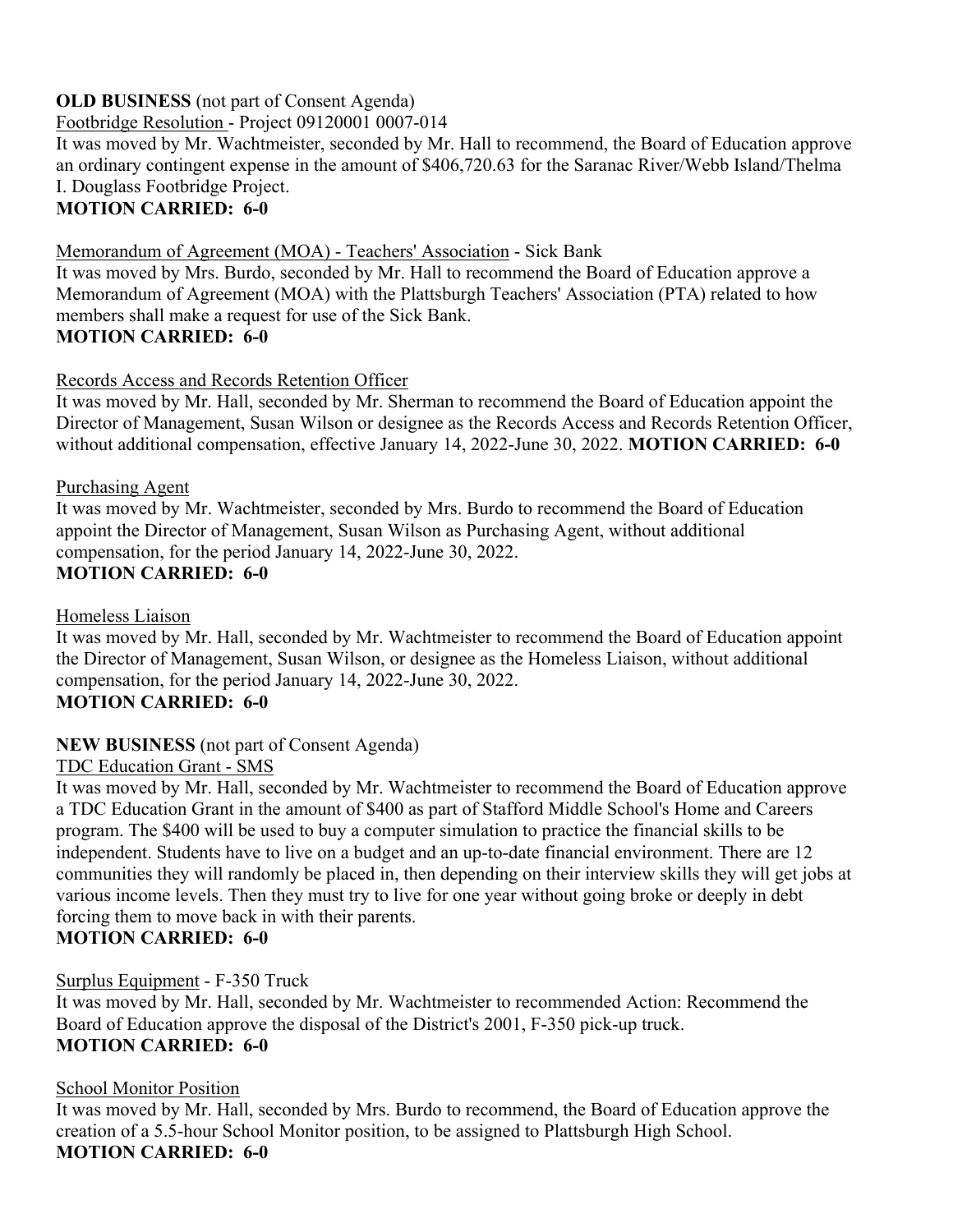**OLD BUSINESS** (not part of Consent Agenda)

Footbridge Resolution - Project 09120001 0007-014

It was moved by Mr. Wachtmeister, seconded by Mr. Hall to recommend, the Board of Education approve an ordinary contingent expense in the amount of $406,720.63 for the Saranac River/Webb Island/Thelma I. Douglass Footbridge Project.

**MOTION CARRIED: 6-0**

Memorandum of Agreement (MOA) - Teachers' Association - Sick Bank

It was moved by Mrs. Burdo, seconded by Mr. Hall to recommend the Board of Education approve a Memorandum of Agreement (MOA) with the Plattsburgh Teachers' Association (PTA) related to how members shall make a request for use of the Sick Bank.

**MOTION CARRIED: 6-0**

Records Access and Records Retention Officer

It was moved by Mr. Hall, seconded by Mr. Sherman to recommend the Board of Education appoint the Director of Management, Susan Wilson or designee as the Records Access and Records Retention Officer, without additional compensation, effective January 14, 2022-June 30, 2022. **MOTION CARRIED: 6-0**

Purchasing Agent

It was moved by Mr. Wachtmeister, seconded by Mrs. Burdo to recommend the Board of Education appoint the Director of Management, Susan Wilson as Purchasing Agent, without additional compensation, for the period January 14, 2022-June 30, 2022.

**MOTION CARRIED: 6-0**

Homeless Liaison

It was moved by Mr. Hall, seconded by Mr. Wachtmeister to recommend the Board of Education appoint the Director of Management, Susan Wilson, or designee as the Homeless Liaison, without additional compensation, for the period January 14, 2022-June 30, 2022.

**MOTION CARRIED: 6-0**

**NEW BUSINESS** (not part of Consent Agenda)

TDC Education Grant - SMS

It was moved by Mr. Hall, seconded by Mr. Wachtmeister to recommend the Board of Education approve a TDC Education Grant in the amount of $400 as part of Stafford Middle School's Home and Careers program. The $400 will be used to buy a computer simulation to practice the financial skills to be independent. Students have to live on a budget and an up-to-date financial environment. There are 12 communities they will randomly be placed in, then depending on their interview skills they will get jobs at various income levels. Then they must try to live for one year without going broke or deeply in debt forcing them to move back in with their parents.

**MOTION CARRIED: 6-0**

Surplus Equipment - F-350 Truck

It was moved by Mr. Hall, seconded by Mr. Wachtmeister to recommended Action: Recommend the Board of Education approve the disposal of the District's 2001, F-350 pick-up truck.

**MOTION CARRIED: 6-0**

School Monitor Position

It was moved by Mr. Hall, seconded by Mrs. Burdo to recommend, the Board of Education approve the creation of a 5.5-hour School Monitor position, to be assigned to Plattsburgh High School.

**MOTION CARRIED: 6-0**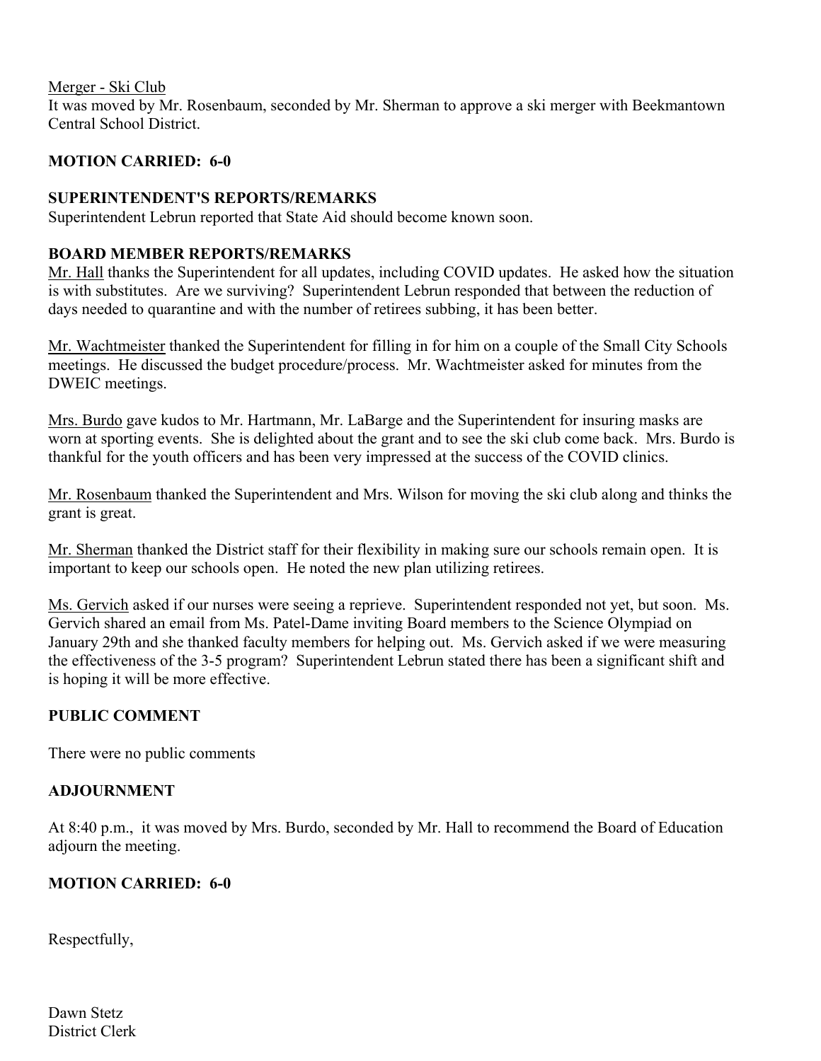Merger - Ski Club

It was moved by Mr. Rosenbaum, seconded by Mr. Sherman to approve a ski merger with Beekmantown Central School District.

**MOTION CARRIED: 6-0**

**SUPERINTENDENT'S REPORTS/REMARKS**

Superintendent Lebrun reported that State Aid should become known soon.

**BOARD MEMBER REPORTS/REMARKS**

Mr. Hall thanks the Superintendent for all updates, including COVID updates. He asked how the situation is with substitutes. Are we surviving? Superintendent Lebrun responded that between the reduction of days needed to quarantine and with the number of retirees subbing, it has been better.

Mr. Wachtmeister thanked the Superintendent for filling in for him on a couple of the Small City Schools meetings. He discussed the budget procedure/process. Mr. Wachtmeister asked for minutes from the DWEIC meetings.

Mrs. Burdo gave kudos to Mr. Hartmann, Mr. LaBarge and the Superintendent for insuring masks are worn at sporting events. She is delighted about the grant and to see the ski club come back. Mrs. Burdo is thankful for the youth officers and has been very impressed at the success of the COVID clinics.

Mr. Rosenbaum thanked the Superintendent and Mrs. Wilson for moving the ski club along and thinks the grant is great.

Mr. Sherman thanked the District staff for their flexibility in making sure our schools remain open. It is important to keep our schools open. He noted the new plan utilizing retirees.

Ms. Gervich asked if our nurses were seeing a reprieve. Superintendent responded not yet, but soon. Ms. Gervich shared an email from Ms. Patel-Dame inviting Board members to the Science Olympiad on January 29th and she thanked faculty members for helping out. Ms. Gervich asked if we were measuring the effectiveness of the 3-5 program? Superintendent Lebrun stated there has been a significant shift and is hoping it will be more effective.

**PUBLIC COMMENT**

There were no public comments

**ADJOURNMENT**

At 8:40 p.m., it was moved by Mrs. Burdo, seconded by Mr. Hall to recommend the Board of Education adjourn the meeting.

**MOTION CARRIED: 6-0**

Respectfully,

Dawn Stetz
District Clerk